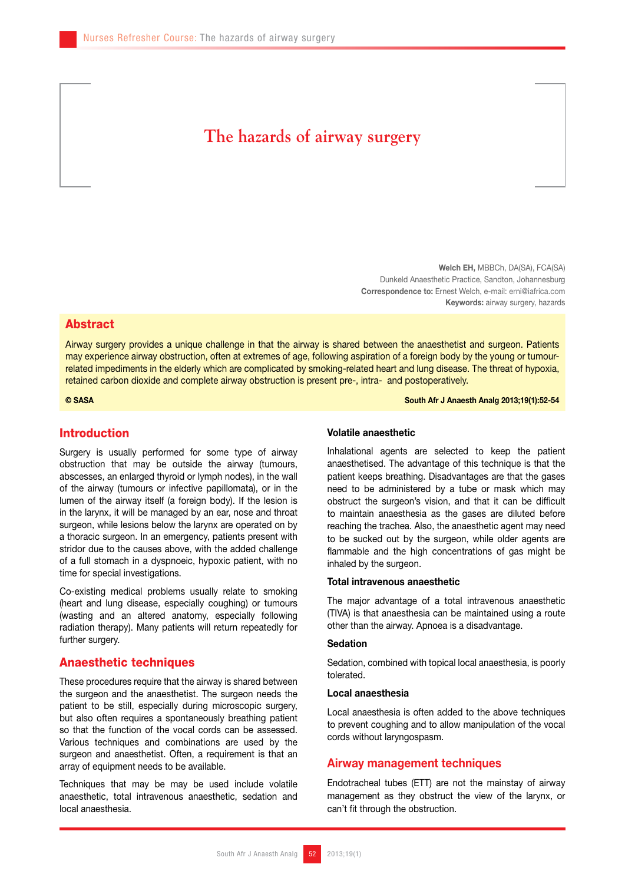# The hazards of airway surgery

**Welch EH,** MBBCh, DA(SA), FCA(SA)
Dunkeld Anaesthetic Practice, Sandton, Johannesburg
**Correspondence to:** Ernest Welch, e-mail: erni@iafrica.com
**Keywords:** airway surgery, hazards

## Abstract

Airway surgery provides a unique challenge in that the airway is shared between the anaesthetist and surgeon. Patients may experience airway obstruction, often at extremes of age, following aspiration of a foreign body by the young or tumour-related impediments in the elderly which are complicated by smoking-related heart and lung disease. The threat of hypoxia, retained carbon dioxide and complete airway obstruction is present pre-, intra- and postoperatively.

**© SASA** **South Afr J Anaesth Analg 2013;19(1):52-54**

## Introduction

Surgery is usually performed for some type of airway obstruction that may be outside the airway (tumours, abscesses, an enlarged thyroid or lymph nodes), in the wall of the airway (tumours or infective papillomata), or in the lumen of the airway itself (a foreign body). If the lesion is in the larynx, it will be managed by an ear, nose and throat surgeon, while lesions below the larynx are operated on by a thoracic surgeon. In an emergency, patients present with stridor due to the causes above, with the added challenge of a full stomach in a dyspnoeic, hypoxic patient, with no time for special investigations.

Co-existing medical problems usually relate to smoking (heart and lung disease, especially coughing) or tumours (wasting and an altered anatomy, especially following radiation therapy). Many patients will return repeatedly for further surgery.

## Anaesthetic techniques

These procedures require that the airway is shared between the surgeon and the anaesthetist. The surgeon needs the patient to be still, especially during microscopic surgery, but also often requires a spontaneously breathing patient so that the function of the vocal cords can be assessed. Various techniques and combinations are used by the surgeon and anaesthetist. Often, a requirement is that an array of equipment needs to be available.

Techniques that may be may be used include volatile anaesthetic, total intravenous anaesthetic, sedation and local anaesthesia.

### Volatile anaesthetic

Inhalational agents are selected to keep the patient anaesthetised. The advantage of this technique is that the patient keeps breathing. Disadvantages are that the gases need to be administered by a tube or mask which may obstruct the surgeon's vision, and that it can be difficult to maintain anaesthesia as the gases are diluted before reaching the trachea. Also, the anaesthetic agent may need to be sucked out by the surgeon, while older agents are flammable and the high concentrations of gas might be inhaled by the surgeon.

### Total intravenous anaesthetic

The major advantage of a total intravenous anaesthetic (TIVA) is that anaesthesia can be maintained using a route other than the airway. Apnoea is a disadvantage.

### Sedation

Sedation, combined with topical local anaesthesia, is poorly tolerated.

### Local anaesthesia

Local anaesthesia is often added to the above techniques to prevent coughing and to allow manipulation of the vocal cords without laryngospasm.

## Airway management techniques

Endotracheal tubes (ETT) are not the mainstay of airway management as they obstruct the view of the larynx, or can't fit through the obstruction.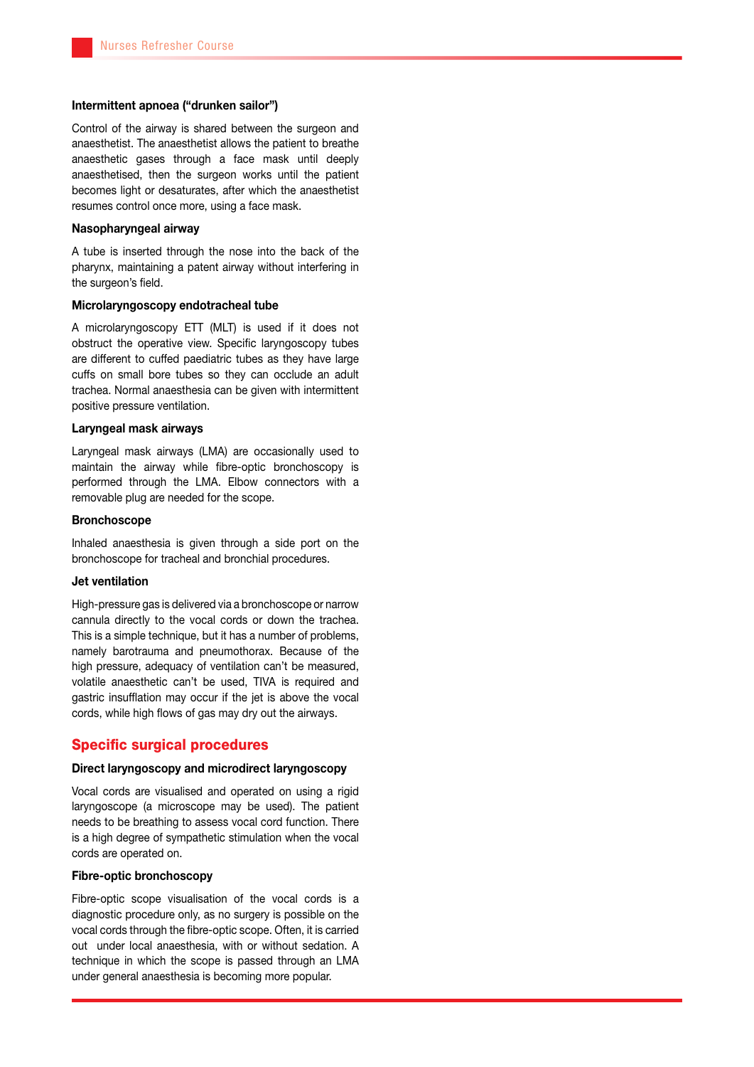#### Intermittent apnoea ("drunken sailor")

Control of the airway is shared between the surgeon and anaesthetist. The anaesthetist allows the patient to breathe anaesthetic gases through a face mask until deeply anaesthetised, then the surgeon works until the patient becomes light or desaturates, after which the anaesthetist resumes control once more, using a face mask.

#### Nasopharyngeal airway

A tube is inserted through the nose into the back of the pharynx, maintaining a patent airway without interfering in the surgeon's field.

#### Microlaryngoscopy endotracheal tube

A microlaryngoscopy ETT (MLT) is used if it does not obstruct the operative view. Specific laryngoscopy tubes are different to cuffed paediatric tubes as they have large cuffs on small bore tubes so they can occlude an adult trachea. Normal anaesthesia can be given with intermittent positive pressure ventilation.

#### Laryngeal mask airways

Laryngeal mask airways (LMA) are occasionally used to maintain the airway while fibre-optic bronchoscopy is performed through the LMA. Elbow connectors with a removable plug are needed for the scope.

#### Bronchoscope

Inhaled anaesthesia is given through a side port on the bronchoscope for tracheal and bronchial procedures.

#### Jet ventilation

High-pressure gas is delivered via a bronchoscope or narrow cannula directly to the vocal cords or down the trachea. This is a simple technique, but it has a number of problems, namely barotrauma and pneumothorax. Because of the high pressure, adequacy of ventilation can't be measured, volatile anaesthetic can't be used, TIVA is required and gastric insufflation may occur if the jet is above the vocal cords, while high flows of gas may dry out the airways.

## Specific surgical procedures

#### Direct laryngoscopy and microdirect laryngoscopy

Vocal cords are visualised and operated on using a rigid laryngoscope (a microscope may be used). The patient needs to be breathing to assess vocal cord function. There is a high degree of sympathetic stimulation when the vocal cords are operated on.

#### Fibre-optic bronchoscopy

Fibre-optic scope visualisation of the vocal cords is a diagnostic procedure only, as no surgery is possible on the vocal cords through the fibre-optic scope. Often, it is carried out under local anaesthesia, with or without sedation. A technique in which the scope is passed through an LMA under general anaesthesia is becoming more popular.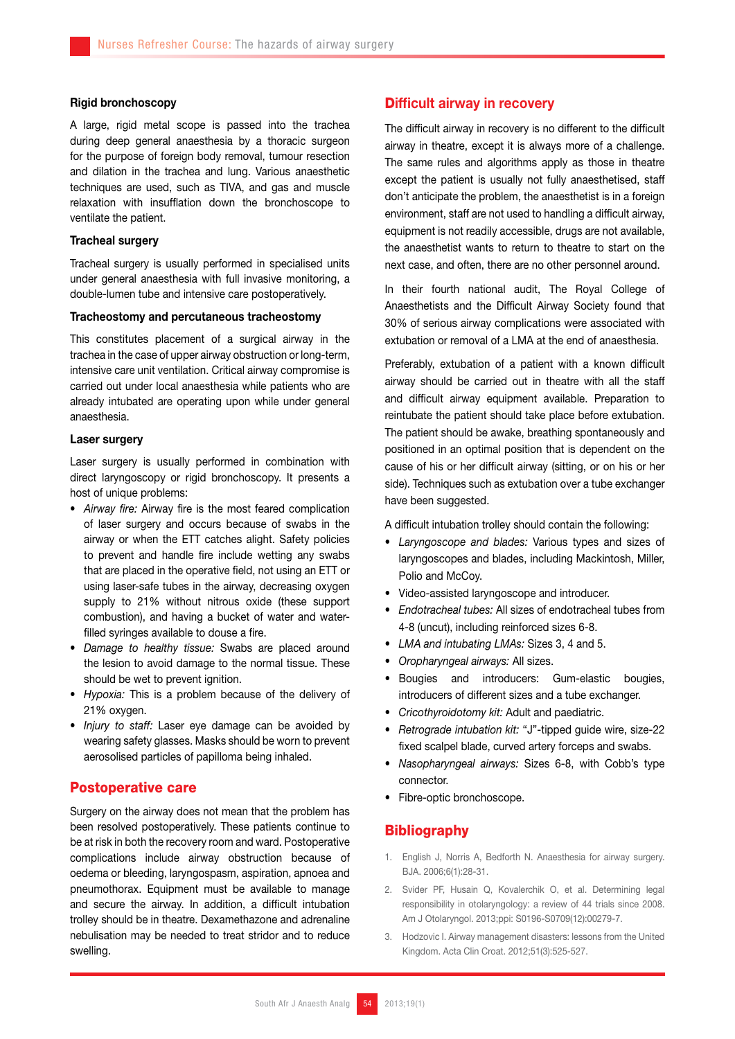### Rigid bronchoscopy

A large, rigid metal scope is passed into the trachea during deep general anaesthesia by a thoracic surgeon for the purpose of foreign body removal, tumour resection and dilation in the trachea and lung. Various anaesthetic techniques are used, such as TIVA, and gas and muscle relaxation with insufflation down the bronchoscope to ventilate the patient.

### Tracheal surgery

Tracheal surgery is usually performed in specialised units under general anaesthesia with full invasive monitoring, a double-lumen tube and intensive care postoperatively.

### Tracheostomy and percutaneous tracheostomy

This constitutes placement of a surgical airway in the trachea in the case of upper airway obstruction or long-term, intensive care unit ventilation. Critical airway compromise is carried out under local anaesthesia while patients who are already intubated are operating upon while under general anaesthesia.

### Laser surgery

Laser surgery is usually performed in combination with direct laryngoscopy or rigid bronchoscopy. It presents a host of unique problems:

- *Airway fire:* Airway fire is the most feared complication of laser surgery and occurs because of swabs in the airway or when the ETT catches alight. Safety policies to prevent and handle fire include wetting any swabs that are placed in the operative field, not using an ETT or using laser-safe tubes in the airway, decreasing oxygen supply to 21% without nitrous oxide (these support combustion), and having a bucket of water and water-filled syringes available to douse a fire.
- *Damage to healthy tissue:* Swabs are placed around the lesion to avoid damage to the normal tissue. These should be wet to prevent ignition.
- *Hypoxia:* This is a problem because of the delivery of 21% oxygen.
- *Injury to staff:* Laser eye damage can be avoided by wearing safety glasses. Masks should be worn to prevent aerosolised particles of papilloma being inhaled.

## Postoperative care

Surgery on the airway does not mean that the problem has been resolved postoperatively. These patients continue to be at risk in both the recovery room and ward. Postoperative complications include airway obstruction because of oedema or bleeding, laryngospasm, aspiration, apnoea and pneumothorax. Equipment must be available to manage and secure the airway. In addition, a difficult intubation trolley should be in theatre. Dexamethazone and adrenaline nebulisation may be needed to treat stridor and to reduce swelling.

## Difficult airway in recovery

The difficult airway in recovery is no different to the difficult airway in theatre, except it is always more of a challenge. The same rules and algorithms apply as those in theatre except the patient is usually not fully anaesthetised, staff don't anticipate the problem, the anaesthetist is in a foreign environment, staff are not used to handling a difficult airway, equipment is not readily accessible, drugs are not available, the anaesthetist wants to return to theatre to start on the next case, and often, there are no other personnel around.

In their fourth national audit, The Royal College of Anaesthetists and the Difficult Airway Society found that 30% of serious airway complications were associated with extubation or removal of a LMA at the end of anaesthesia.

Preferably, extubation of a patient with a known difficult airway should be carried out in theatre with all the staff and difficult airway equipment available. Preparation to reintubate the patient should take place before extubation. The patient should be awake, breathing spontaneously and positioned in an optimal position that is dependent on the cause of his or her difficult airway (sitting, or on his or her side). Techniques such as extubation over a tube exchanger have been suggested.

A difficult intubation trolley should contain the following:

- *Laryngoscope and blades:* Various types and sizes of laryngoscopes and blades, including Mackintosh, Miller, Polio and McCoy.
- Video-assisted laryngoscope and introducer.
- *Endotracheal tubes:* All sizes of endotracheal tubes from 4-8 (uncut), including reinforced sizes 6-8.
- *LMA and intubating LMAs:* Sizes 3, 4 and 5.
- *Oropharyngeal airways:* All sizes.
- Bougies and introducers: Gum-elastic bougies, introducers of different sizes and a tube exchanger.
- *Cricothyroidotomy kit:* Adult and paediatric.
- *Retrograde intubation kit:* "J"-tipped guide wire, size-22 fixed scalpel blade, curved artery forceps and swabs.
- *Nasopharyngeal airways:* Sizes 6-8, with Cobb's type connector.
- Fibre-optic bronchoscope.

## Bibliography

1. English J, Norris A, Bedforth N. Anaesthesia for airway surgery. BJA. 2006;6(1):28-31.
2. Svider PF, Husain Q, Kovalerchik O, et al. Determining legal responsibility in otolaryngology: a review of 44 trials since 2008. Am J Otolaryngol. 2013;ppi: S0196-S0709(12):00279-7.
3. Hodzovic I. Airway management disasters: lessons from the United Kingdom. Acta Clin Croat. 2012;51(3):525-527.